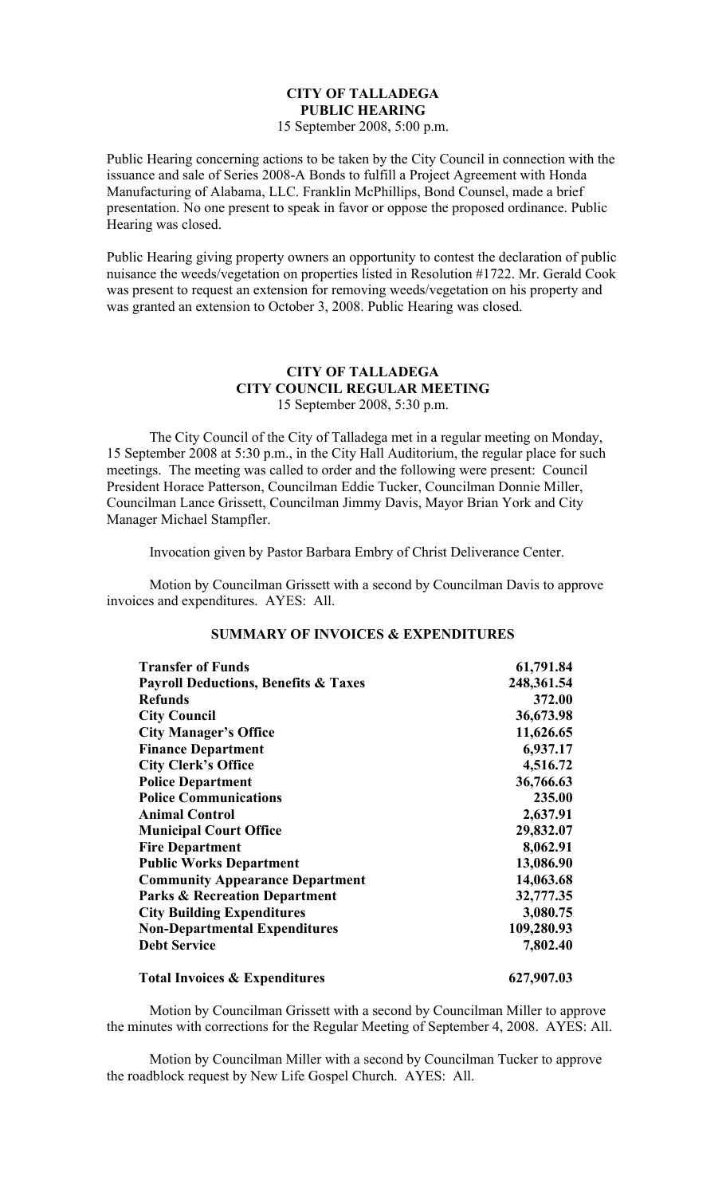# CITY OF TALLADEGA
## PUBLIC HEARING
15 September 2008, 5:00 p.m.

Public Hearing concerning actions to be taken by the City Council in connection with the issuance and sale of Series 2008-A Bonds to fulfill a Project Agreement with Honda Manufacturing of Alabama, LLC. Franklin McPhillips, Bond Counsel, made a brief presentation. No one present to speak in favor or oppose the proposed ordinance. Public Hearing was closed.

Public Hearing giving property owners an opportunity to contest the declaration of public nuisance the weeds/vegetation on properties listed in Resolution #1722. Mr. Gerald Cook was present to request an extension for removing weeds/vegetation on his property and was granted an extension to October 3, 2008. Public Hearing was closed.

# CITY OF TALLADEGA
## CITY COUNCIL REGULAR MEETING
15 September 2008, 5:30 p.m.

The City Council of the City of Talladega met in a regular meeting on Monday, 15 September 2008 at 5:30 p.m., in the City Hall Auditorium, the regular place for such meetings. The meeting was called to order and the following were present: Council President Horace Patterson, Councilman Eddie Tucker, Councilman Donnie Miller, Councilman Lance Grissett, Councilman Jimmy Davis, Mayor Brian York and City Manager Michael Stampfler.

Invocation given by Pastor Barbara Embry of Christ Deliverance Center.

Motion by Councilman Grissett with a second by Councilman Davis to approve invoices and expenditures. AYES: All.

### SUMMARY OF INVOICES & EXPENDITURES

| | |
|---|---|
| **Transfer of Funds** | **61,791.84** |
| **Payroll Deductions, Benefits & Taxes** | **248,361.54** |
| **Refunds** | **372.00** |
| **City Council** | **36,673.98** |
| **City Manager's Office** | **11,626.65** |
| **Finance Department** | **6,937.17** |
| **City Clerk's Office** | **4,516.72** |
| **Police Department** | **36,766.63** |
| **Police Communications** | **235.00** |
| **Animal Control** | **2,637.91** |
| **Municipal Court Office** | **29,832.07** |
| **Fire Department** | **8,062.91** |
| **Public Works Department** | **13,086.90** |
| **Community Appearance Department** | **14,063.68** |
| **Parks & Recreation Department** | **32,777.35** |
| **City Building Expenditures** | **3,080.75** |
| **Non-Departmental Expenditures** | **109,280.93** |
| **Debt Service** | **7,802.40** |
| **Total Invoices & Expenditures** | **627,907.03** |

Motion by Councilman Grissett with a second by Councilman Miller to approve the minutes with corrections for the Regular Meeting of September 4, 2008. AYES: All.

Motion by Councilman Miller with a second by Councilman Tucker to approve the roadblock request by New Life Gospel Church. AYES: All.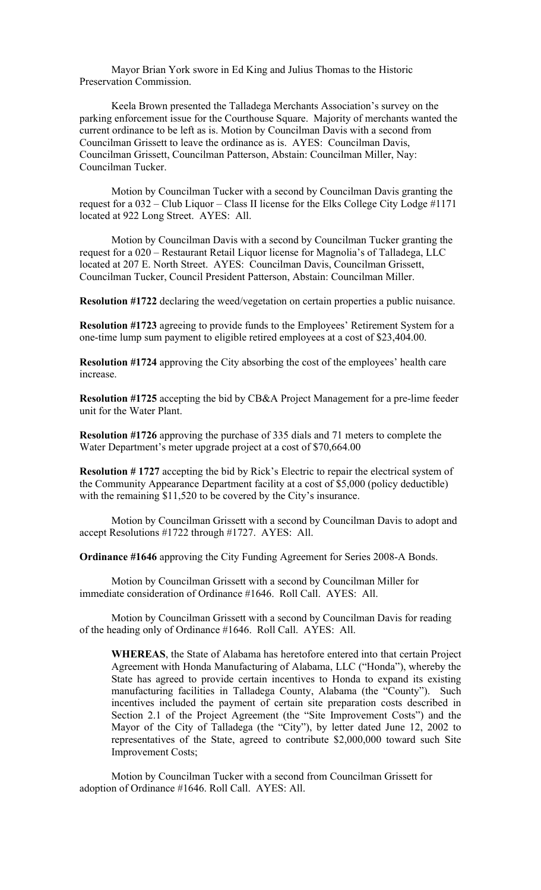Mayor Brian York swore in Ed King and Julius Thomas to the Historic Preservation Commission.

Keela Brown presented the Talladega Merchants Association's survey on the parking enforcement issue for the Courthouse Square. Majority of merchants wanted the current ordinance to be left as is. Motion by Councilman Davis with a second from Councilman Grissett to leave the ordinance as is. AYES: Councilman Davis, Councilman Grissett, Councilman Patterson, Abstain: Councilman Miller, Nay: Councilman Tucker.

Motion by Councilman Tucker with a second by Councilman Davis granting the request for a 032 – Club Liquor – Class II license for the Elks College City Lodge #1171 located at 922 Long Street. AYES: All.

Motion by Councilman Davis with a second by Councilman Tucker granting the request for a 020 – Restaurant Retail Liquor license for Magnolia's of Talladega, LLC located at 207 E. North Street. AYES: Councilman Davis, Councilman Grissett, Councilman Tucker, Council President Patterson, Abstain: Councilman Miller.

**Resolution #1722** declaring the weed/vegetation on certain properties a public nuisance.

**Resolution #1723** agreeing to provide funds to the Employees' Retirement System for a one-time lump sum payment to eligible retired employees at a cost of $23,404.00.

**Resolution #1724** approving the City absorbing the cost of the employees' health care increase.

**Resolution #1725** accepting the bid by CB&A Project Management for a pre-lime feeder unit for the Water Plant.

**Resolution #1726** approving the purchase of 335 dials and 71 meters to complete the Water Department's meter upgrade project at a cost of $70,664.00

**Resolution # 1727** accepting the bid by Rick's Electric to repair the electrical system of the Community Appearance Department facility at a cost of $5,000 (policy deductible) with the remaining $11,520 to be covered by the City's insurance.

Motion by Councilman Grissett with a second by Councilman Davis to adopt and accept Resolutions #1722 through #1727. AYES: All.

**Ordinance #1646** approving the City Funding Agreement for Series 2008-A Bonds.

Motion by Councilman Grissett with a second by Councilman Miller for immediate consideration of Ordinance #1646. Roll Call. AYES: All.

Motion by Councilman Grissett with a second by Councilman Davis for reading of the heading only of Ordinance #1646. Roll Call. AYES: All.

> **WHEREAS**, the State of Alabama has heretofore entered into that certain Project Agreement with Honda Manufacturing of Alabama, LLC ("Honda"), whereby the State has agreed to provide certain incentives to Honda to expand its existing manufacturing facilities in Talladega County, Alabama (the "County"). Such incentives included the payment of certain site preparation costs described in Section 2.1 of the Project Agreement (the "Site Improvement Costs") and the Mayor of the City of Talladega (the "City"), by letter dated June 12, 2002 to representatives of the State, agreed to contribute $2,000,000 toward such Site Improvement Costs;

Motion by Councilman Tucker with a second from Councilman Grissett for adoption of Ordinance #1646. Roll Call. AYES: All.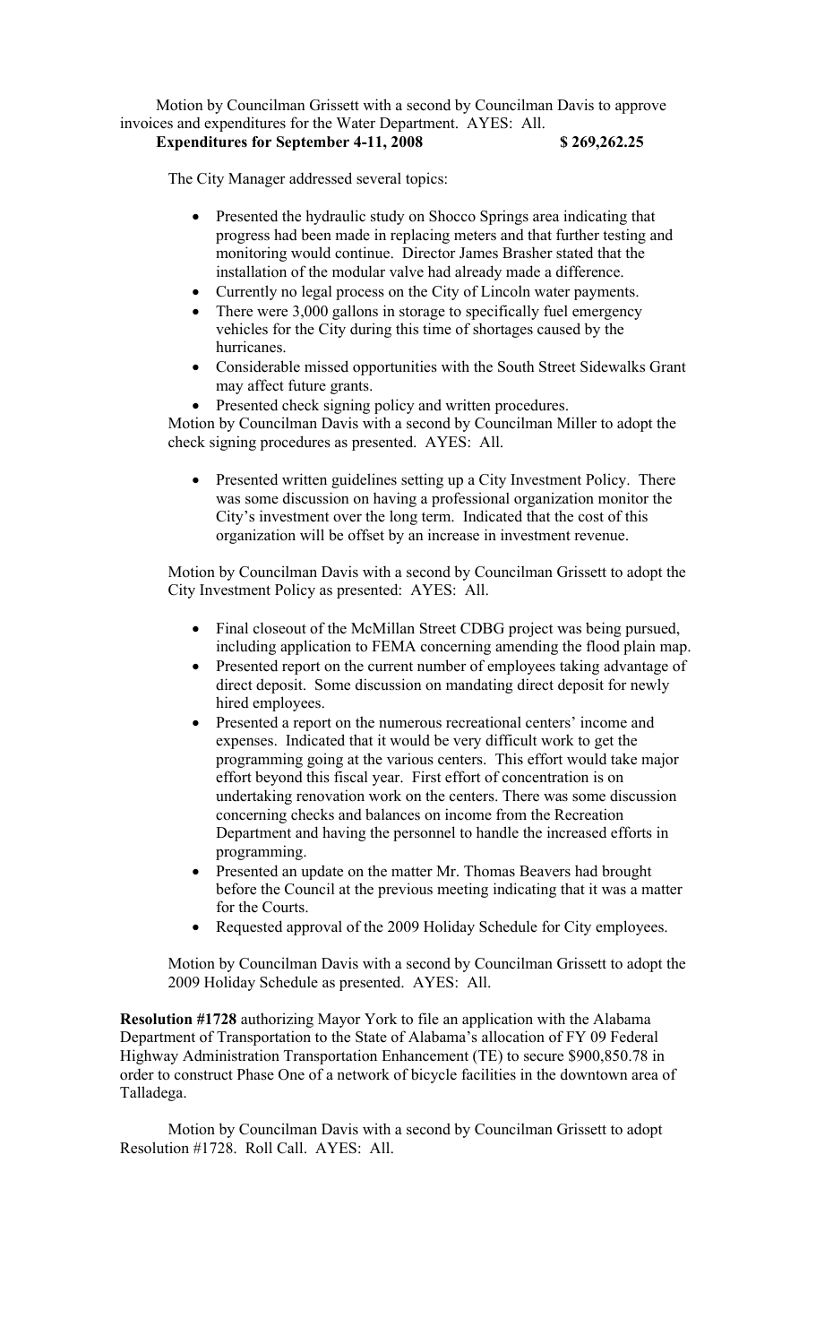Motion by Councilman Grissett with a second by Councilman Davis to approve invoices and expenditures for the Water Department. AYES: All.

**Expenditures for September 4-11, 2008 $ 269,262.25**

The City Manager addressed several topics:

- Presented the hydraulic study on Shocco Springs area indicating that progress had been made in replacing meters and that further testing and monitoring would continue. Director James Brasher stated that the installation of the modular valve had already made a difference.
- Currently no legal process on the City of Lincoln water payments.
- There were 3,000 gallons in storage to specifically fuel emergency vehicles for the City during this time of shortages caused by the hurricanes.
- Considerable missed opportunities with the South Street Sidewalks Grant may affect future grants.
- Presented check signing policy and written procedures.

Motion by Councilman Davis with a second by Councilman Miller to adopt the check signing procedures as presented. AYES: All.

- Presented written guidelines setting up a City Investment Policy. There was some discussion on having a professional organization monitor the City's investment over the long term. Indicated that the cost of this organization will be offset by an increase in investment revenue.

Motion by Councilman Davis with a second by Councilman Grissett to adopt the City Investment Policy as presented: AYES: All.

- Final closeout of the McMillan Street CDBG project was being pursued, including application to FEMA concerning amending the flood plain map.
- Presented report on the current number of employees taking advantage of direct deposit. Some discussion on mandating direct deposit for newly hired employees.
- Presented a report on the numerous recreational centers' income and expenses. Indicated that it would be very difficult work to get the programming going at the various centers. This effort would take major effort beyond this fiscal year. First effort of concentration is on undertaking renovation work on the centers. There was some discussion concerning checks and balances on income from the Recreation Department and having the personnel to handle the increased efforts in programming.
- Presented an update on the matter Mr. Thomas Beavers had brought before the Council at the previous meeting indicating that it was a matter for the Courts.
- Requested approval of the 2009 Holiday Schedule for City employees.

Motion by Councilman Davis with a second by Councilman Grissett to adopt the 2009 Holiday Schedule as presented. AYES: All.

**Resolution #1728** authorizing Mayor York to file an application with the Alabama Department of Transportation to the State of Alabama's allocation of FY 09 Federal Highway Administration Transportation Enhancement (TE) to secure $900,850.78 in order to construct Phase One of a network of bicycle facilities in the downtown area of Talladega.

Motion by Councilman Davis with a second by Councilman Grissett to adopt Resolution #1728. Roll Call. AYES: All.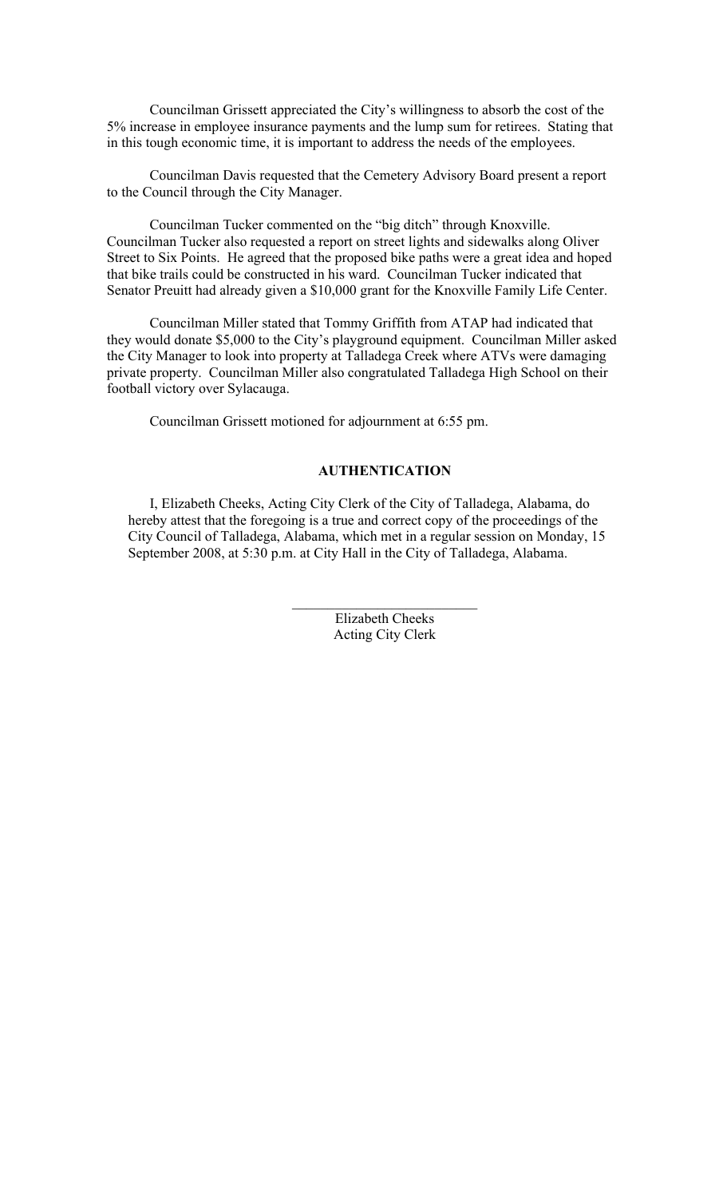Councilman Grissett appreciated the City's willingness to absorb the cost of the 5% increase in employee insurance payments and the lump sum for retirees. Stating that in this tough economic time, it is important to address the needs of the employees.

Councilman Davis requested that the Cemetery Advisory Board present a report to the Council through the City Manager.

Councilman Tucker commented on the "big ditch" through Knoxville. Councilman Tucker also requested a report on street lights and sidewalks along Oliver Street to Six Points. He agreed that the proposed bike paths were a great idea and hoped that bike trails could be constructed in his ward. Councilman Tucker indicated that Senator Preuitt had already given a $10,000 grant for the Knoxville Family Life Center.

Councilman Miller stated that Tommy Griffith from ATAP had indicated that they would donate $5,000 to the City's playground equipment. Councilman Miller asked the City Manager to look into property at Talladega Creek where ATVs were damaging private property. Councilman Miller also congratulated Talladega High School on their football victory over Sylacauga.

Councilman Grissett motioned for adjournment at 6:55 pm.

**AUTHENTICATION**

I, Elizabeth Cheeks, Acting City Clerk of the City of Talladega, Alabama, do hereby attest that the foregoing is a true and correct copy of the proceedings of the City Council of Talladega, Alabama, which met in a regular session on Monday, 15 September 2008, at 5:30 p.m. at City Hall in the City of Talladega, Alabama.

\_\_\_\_\_\_\_\_\_\_\_\_\_\_\_\_\_\_\_\_\_\_\_\_\_\_\_

Elizabeth Cheeks
Acting City Clerk